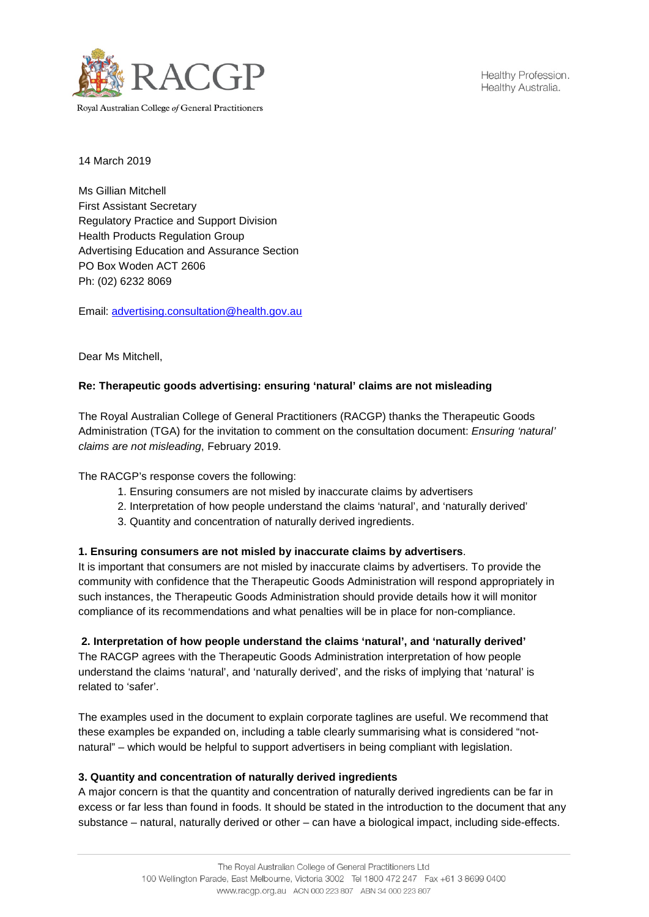Royal Australian College of General Practitioners

Healthy Profession.
Healthy Australia.

14 March 2019

Ms Gillian Mitchell
First Assistant Secretary
Regulatory Practice and Support Division
Health Products Regulation Group
Advertising Education and Assurance Section
PO Box Woden ACT 2606
Ph: (02) 6232 8069

Email: advertising.consultation@health.gov.au

Dear Ms Mitchell,

**Re: Therapeutic goods advertising: ensuring 'natural' claims are not misleading**

The Royal Australian College of General Practitioners (RACGP) thanks the Therapeutic Goods Administration (TGA) for the invitation to comment on the consultation document: *Ensuring 'natural' claims are not misleading*, February 2019.

The RACGP's response covers the following:

1. Ensuring consumers are not misled by inaccurate claims by advertisers
2. Interpretation of how people understand the claims 'natural', and 'naturally derived'
3. Quantity and concentration of naturally derived ingredients.

**1. Ensuring consumers are not misled by inaccurate claims by advertisers**.

It is important that consumers are not misled by inaccurate claims by advertisers. To provide the community with confidence that the Therapeutic Goods Administration will respond appropriately in such instances, the Therapeutic Goods Administration should provide details how it will monitor compliance of its recommendations and what penalties will be in place for non-compliance.

**2. Interpretation of how people understand the claims 'natural', and 'naturally derived'**

The RACGP agrees with the Therapeutic Goods Administration interpretation of how people understand the claims 'natural', and 'naturally derived', and the risks of implying that 'natural' is related to 'safer'.

The examples used in the document to explain corporate taglines are useful. We recommend that these examples be expanded on, including a table clearly summarising what is considered "not-natural" – which would be helpful to support advertisers in being compliant with legislation.

**3. Quantity and concentration of naturally derived ingredients**

A major concern is that the quantity and concentration of naturally derived ingredients can be far in excess or far less than found in foods. It should be stated in the introduction to the document that any substance – natural, naturally derived or other – can have a biological impact, including side-effects.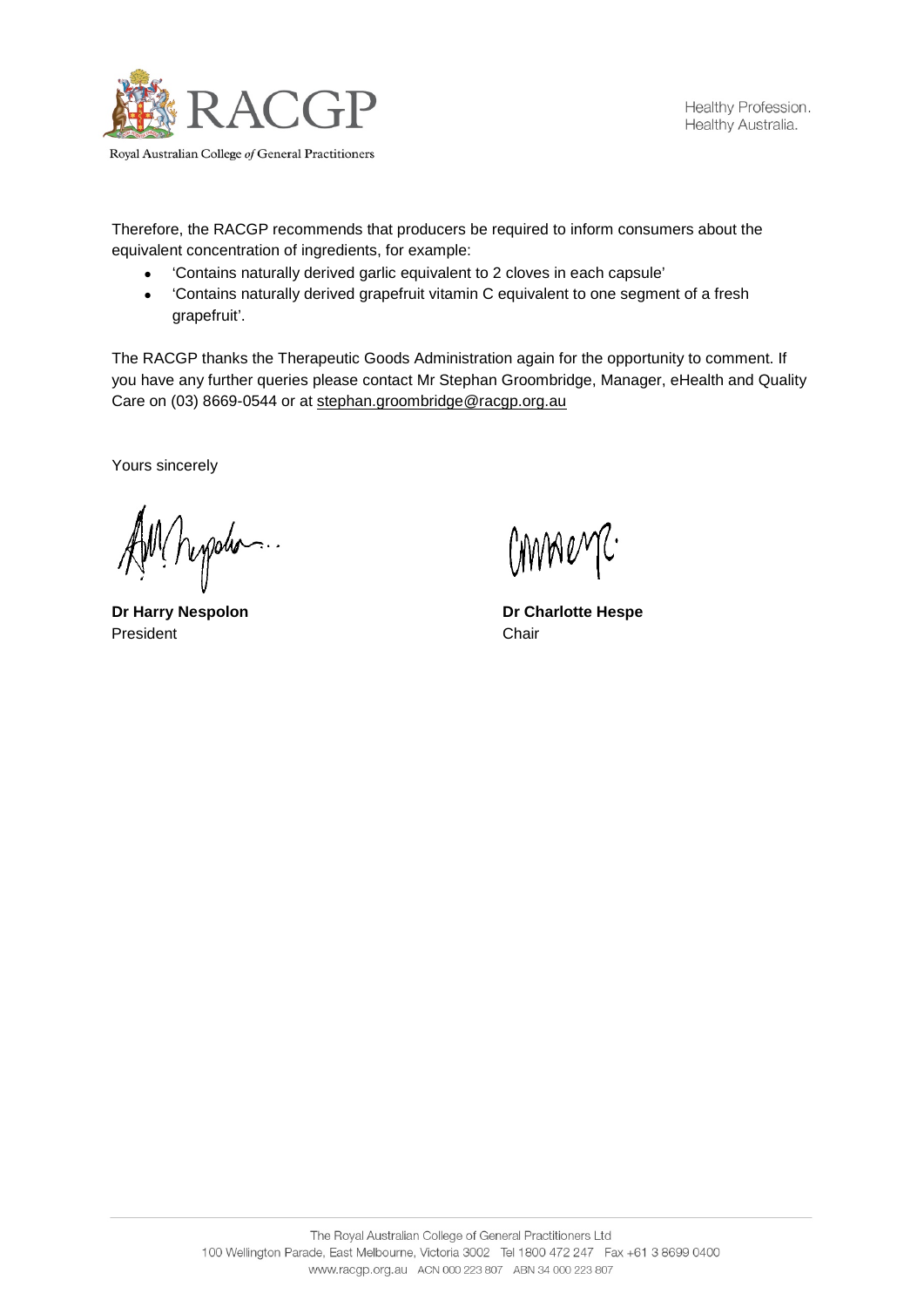Therefore, the RACGP recommends that producers be required to inform consumers about the equivalent concentration of ingredients, for example:

- 'Contains naturally derived garlic equivalent to 2 cloves in each capsule'
- 'Contains naturally derived grapefruit vitamin C equivalent to one segment of a fresh grapefruit'.

The RACGP thanks the Therapeutic Goods Administration again for the opportunity to comment. If you have any further queries please contact Mr Stephan Groombridge, Manager, eHealth and Quality Care on (03) 8669-0544 or at stephan.groombridge@racgp.org.au

Yours sincerely

**Dr Harry Nespolon**
President

**Dr Charlotte Hespe**
Chair